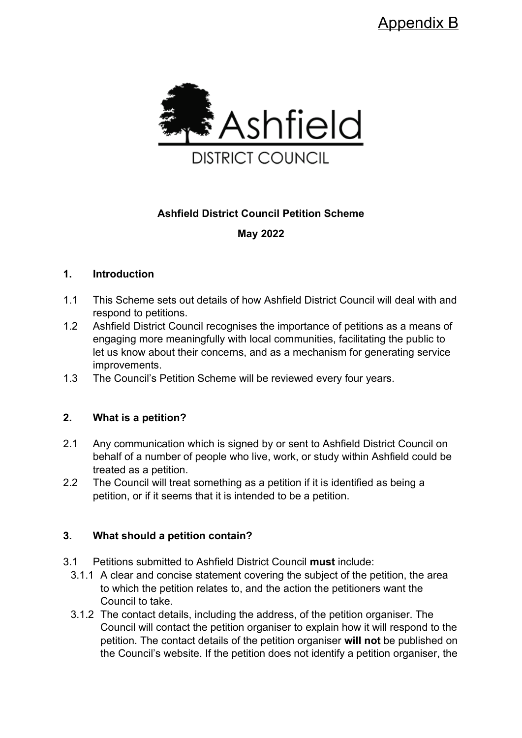Appendix B

Ashfield

DISTRICT COUNCIL

**Ashfield District Council Petition Scheme**

**May 2022**

## 1. Introduction

1.1 This Scheme sets out details of how Ashfield District Council will deal with and respond to petitions.

1.2 Ashfield District Council recognises the importance of petitions as a means of engaging more meaningfully with local communities, facilitating the public to let us know about their concerns, and as a mechanism for generating service improvements.

1.3 The Council's Petition Scheme will be reviewed every four years.

## 2. What is a petition?

2.1 Any communication which is signed by or sent to Ashfield District Council on behalf of a number of people who live, work, or study within Ashfield could be treated as a petition.

2.2 The Council will treat something as a petition if it is identified as being a petition, or if it seems that it is intended to be a petition.

## 3. What should a petition contain?

3.1 Petitions submitted to Ashfield District Council **must** include:

3.1.1 A clear and concise statement covering the subject of the petition, the area to which the petition relates to, and the action the petitioners want the Council to take.

3.1.2 The contact details, including the address, of the petition organiser. The Council will contact the petition organiser to explain how it will respond to the petition. The contact details of the petition organiser **will not** be published on the Council's website. If the petition does not identify a petition organiser, the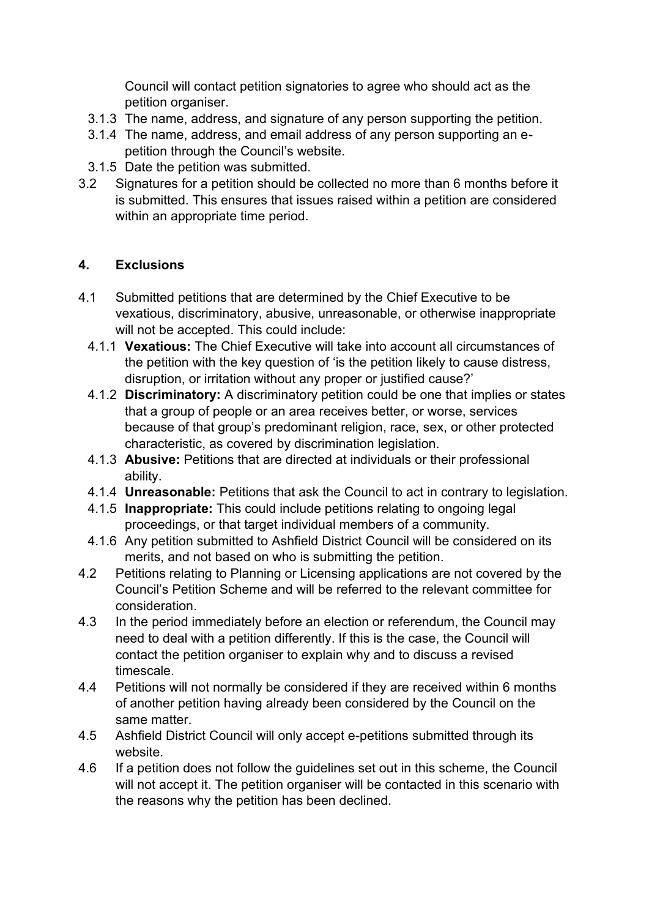Council will contact petition signatories to agree who should act as the petition organiser.

3.1.3 The name, address, and signature of any person supporting the petition.

3.1.4 The name, address, and email address of any person supporting an e-petition through the Council's website.

3.1.5 Date the petition was submitted.

3.2 Signatures for a petition should be collected no more than 6 months before it is submitted. This ensures that issues raised within a petition are considered within an appropriate time period.

## 4. Exclusions

4.1 Submitted petitions that are determined by the Chief Executive to be vexatious, discriminatory, abusive, unreasonable, or otherwise inappropriate will not be accepted. This could include:

4.1.1 **Vexatious:** The Chief Executive will take into account all circumstances of the petition with the key question of 'is the petition likely to cause distress, disruption, or irritation without any proper or justified cause?'

4.1.2 **Discriminatory:** A discriminatory petition could be one that implies or states that a group of people or an area receives better, or worse, services because of that group's predominant religion, race, sex, or other protected characteristic, as covered by discrimination legislation.

4.1.3 **Abusive:** Petitions that are directed at individuals or their professional ability.

4.1.4 **Unreasonable:** Petitions that ask the Council to act in contrary to legislation.

4.1.5 **Inappropriate:** This could include petitions relating to ongoing legal proceedings, or that target individual members of a community.

4.1.6 Any petition submitted to Ashfield District Council will be considered on its merits, and not based on who is submitting the petition.

4.2 Petitions relating to Planning or Licensing applications are not covered by the Council's Petition Scheme and will be referred to the relevant committee for consideration.

4.3 In the period immediately before an election or referendum, the Council may need to deal with a petition differently. If this is the case, the Council will contact the petition organiser to explain why and to discuss a revised timescale.

4.4 Petitions will not normally be considered if they are received within 6 months of another petition having already been considered by the Council on the same matter.

4.5 Ashfield District Council will only accept e-petitions submitted through its website.

4.6 If a petition does not follow the guidelines set out in this scheme, the Council will not accept it. The petition organiser will be contacted in this scenario with the reasons why the petition has been declined.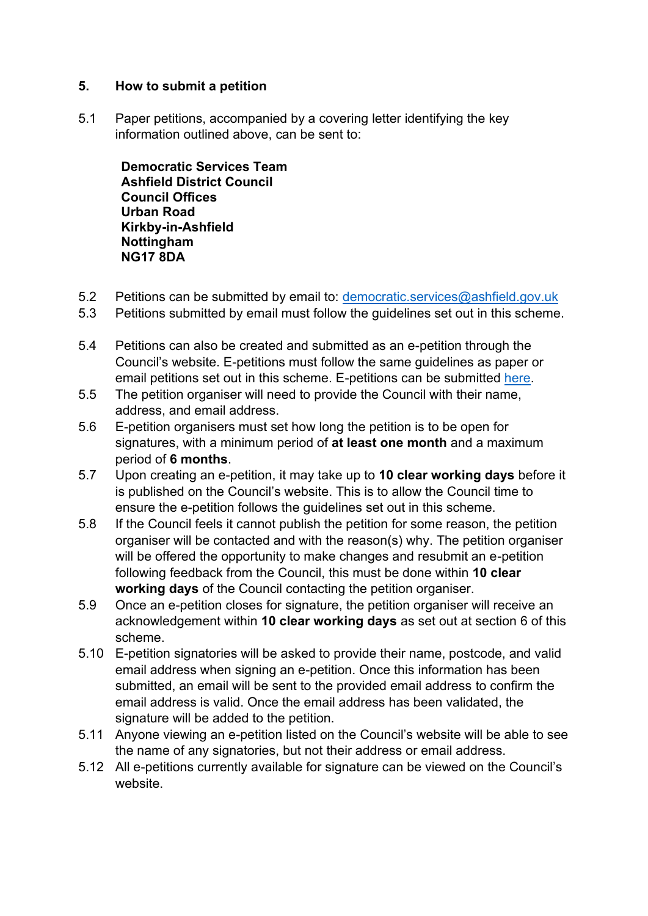## 5. How to submit a petition

5.1 Paper petitions, accompanied by a covering letter identifying the key information outlined above, can be sent to:

**Democratic Services Team**
**Ashfield District Council**
**Council Offices**
**Urban Road**
**Kirkby-in-Ashfield**
**Nottingham**
**NG17 8DA**

5.2 Petitions can be submitted by email to: democratic.services@ashfield.gov.uk

5.3 Petitions submitted by email must follow the guidelines set out in this scheme.

5.4 Petitions can also be created and submitted as an e-petition through the Council's website. E-petitions must follow the same guidelines as paper or email petitions set out in this scheme. E-petitions can be submitted here.

5.5 The petition organiser will need to provide the Council with their name, address, and email address.

5.6 E-petition organisers must set how long the petition is to be open for signatures, with a minimum period of **at least one month** and a maximum period of **6 months**.

5.7 Upon creating an e-petition, it may take up to **10 clear working days** before it is published on the Council's website. This is to allow the Council time to ensure the e-petition follows the guidelines set out in this scheme.

5.8 If the Council feels it cannot publish the petition for some reason, the petition organiser will be contacted and with the reason(s) why. The petition organiser will be offered the opportunity to make changes and resubmit an e-petition following feedback from the Council, this must be done within **10 clear working days** of the Council contacting the petition organiser.

5.9 Once an e-petition closes for signature, the petition organiser will receive an acknowledgement within **10 clear working days** as set out at section 6 of this scheme.

5.10 E-petition signatories will be asked to provide their name, postcode, and valid email address when signing an e-petition. Once this information has been submitted, an email will be sent to the provided email address to confirm the email address is valid. Once the email address has been validated, the signature will be added to the petition.

5.11 Anyone viewing an e-petition listed on the Council's website will be able to see the name of any signatories, but not their address or email address.

5.12 All e-petitions currently available for signature can be viewed on the Council's website.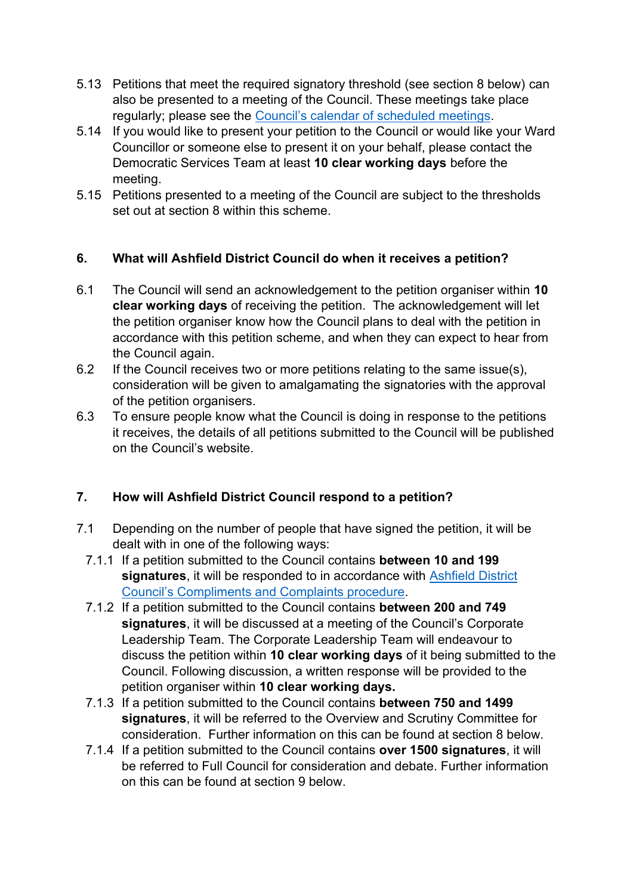5.13 Petitions that meet the required signatory threshold (see section 8 below) can also be presented to a meeting of the Council. These meetings take place regularly; please see the [Council's calendar of scheduled meetings](#).

5.14 If you would like to present your petition to the Council or would like your Ward Councillor or someone else to present it on your behalf, please contact the Democratic Services Team at least **10 clear working days** before the meeting.

5.15 Petitions presented to a meeting of the Council are subject to the thresholds set out at section 8 within this scheme.

## 6. What will Ashfield District Council do when it receives a petition?

6.1 The Council will send an acknowledgement to the petition organiser within **10 clear working days** of receiving the petition. The acknowledgement will let the petition organiser know how the Council plans to deal with the petition in accordance with this petition scheme, and when they can expect to hear from the Council again.

6.2 If the Council receives two or more petitions relating to the same issue(s), consideration will be given to amalgamating the signatories with the approval of the petition organisers.

6.3 To ensure people know what the Council is doing in response to the petitions it receives, the details of all petitions submitted to the Council will be published on the Council's website.

## 7. How will Ashfield District Council respond to a petition?

7.1 Depending on the number of people that have signed the petition, it will be dealt with in one of the following ways:

7.1.1 If a petition submitted to the Council contains **between 10 and 199 signatures**, it will be responded to in accordance with [Ashfield District Council's Compliments and Complaints procedure](#).

7.1.2 If a petition submitted to the Council contains **between 200 and 749 signatures**, it will be discussed at a meeting of the Council's Corporate Leadership Team. The Corporate Leadership Team will endeavour to discuss the petition within **10 clear working days** of it being submitted to the Council. Following discussion, a written response will be provided to the petition organiser within **10 clear working days.**

7.1.3 If a petition submitted to the Council contains **between 750 and 1499 signatures**, it will be referred to the Overview and Scrutiny Committee for consideration. Further information on this can be found at section 8 below.

7.1.4 If a petition submitted to the Council contains **over 1500 signatures**, it will be referred to Full Council for consideration and debate. Further information on this can be found at section 9 below.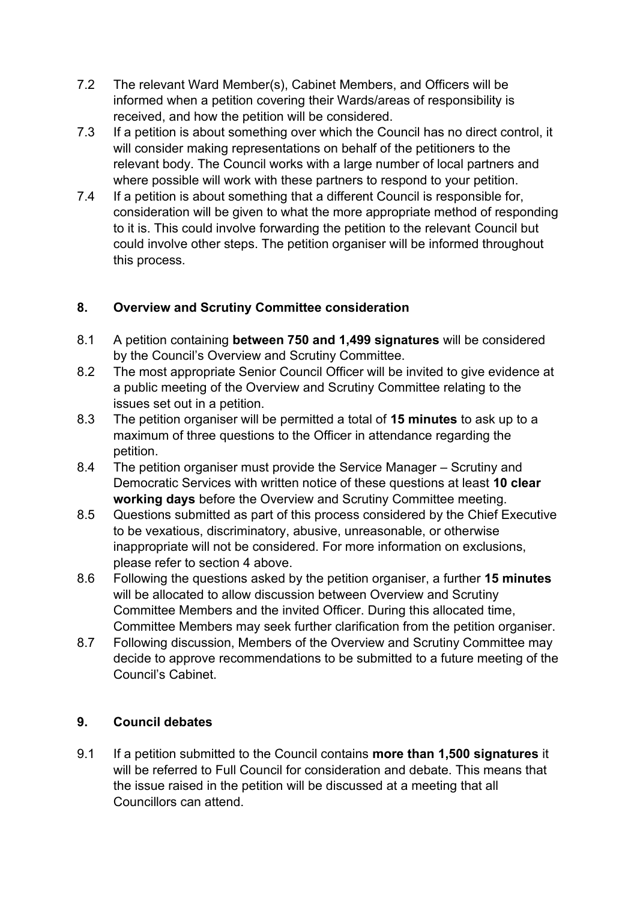7.2 The relevant Ward Member(s), Cabinet Members, and Officers will be informed when a petition covering their Wards/areas of responsibility is received, and how the petition will be considered.

7.3 If a petition is about something over which the Council has no direct control, it will consider making representations on behalf of the petitioners to the relevant body. The Council works with a large number of local partners and where possible will work with these partners to respond to your petition.

7.4 If a petition is about something that a different Council is responsible for, consideration will be given to what the more appropriate method of responding to it is. This could involve forwarding the petition to the relevant Council but could involve other steps. The petition organiser will be informed throughout this process.

## 8. Overview and Scrutiny Committee consideration

8.1 A petition containing **between 750 and 1,499 signatures** will be considered by the Council's Overview and Scrutiny Committee.

8.2 The most appropriate Senior Council Officer will be invited to give evidence at a public meeting of the Overview and Scrutiny Committee relating to the issues set out in a petition.

8.3 The petition organiser will be permitted a total of **15 minutes** to ask up to a maximum of three questions to the Officer in attendance regarding the petition.

8.4 The petition organiser must provide the Service Manager – Scrutiny and Democratic Services with written notice of these questions at least **10 clear working days** before the Overview and Scrutiny Committee meeting.

8.5 Questions submitted as part of this process considered by the Chief Executive to be vexatious, discriminatory, abusive, unreasonable, or otherwise inappropriate will not be considered. For more information on exclusions, please refer to section 4 above.

8.6 Following the questions asked by the petition organiser, a further **15 minutes** will be allocated to allow discussion between Overview and Scrutiny Committee Members and the invited Officer. During this allocated time, Committee Members may seek further clarification from the petition organiser.

8.7 Following discussion, Members of the Overview and Scrutiny Committee may decide to approve recommendations to be submitted to a future meeting of the Council's Cabinet.

## 9. Council debates

9.1 If a petition submitted to the Council contains **more than 1,500 signatures** it will be referred to Full Council for consideration and debate. This means that the issue raised in the petition will be discussed at a meeting that all Councillors can attend.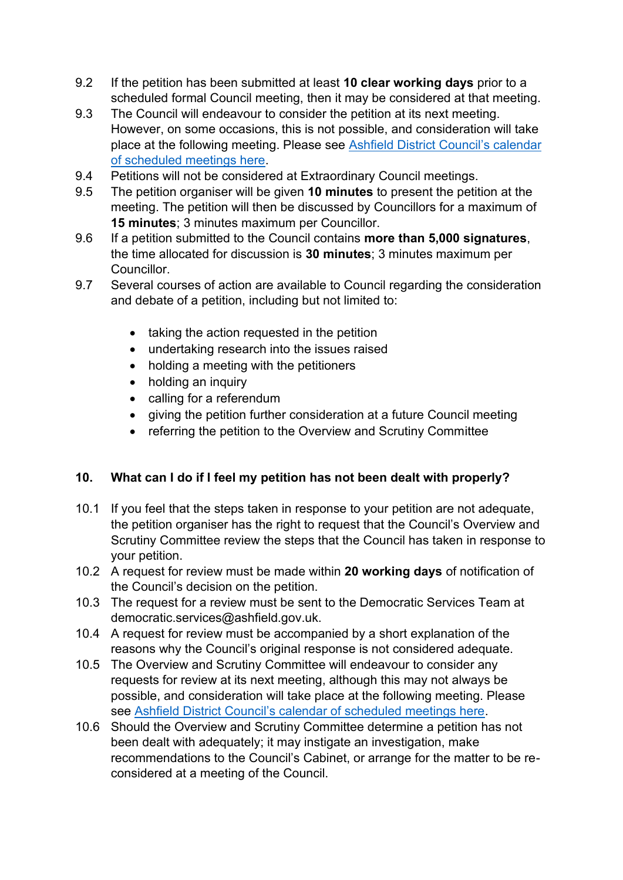9.2 If the petition has been submitted at least **10 clear working days** prior to a scheduled formal Council meeting, then it may be considered at that meeting.

9.3 The Council will endeavour to consider the petition at its next meeting. However, on some occasions, this is not possible, and consideration will take place at the following meeting. Please see [Ashfield District Council's calendar of scheduled meetings here](#).

9.4 Petitions will not be considered at Extraordinary Council meetings.

9.5 The petition organiser will be given **10 minutes** to present the petition at the meeting. The petition will then be discussed by Councillors for a maximum of **15 minutes**; 3 minutes maximum per Councillor.

9.6 If a petition submitted to the Council contains **more than 5,000 signatures**, the time allocated for discussion is **30 minutes**; 3 minutes maximum per Councillor.

9.7 Several courses of action are available to Council regarding the consideration and debate of a petition, including but not limited to:

- taking the action requested in the petition
- undertaking research into the issues raised
- holding a meeting with the petitioners
- holding an inquiry
- calling for a referendum
- giving the petition further consideration at a future Council meeting
- referring the petition to the Overview and Scrutiny Committee

## 10. What can I do if I feel my petition has not been dealt with properly?

10.1 If you feel that the steps taken in response to your petition are not adequate, the petition organiser has the right to request that the Council's Overview and Scrutiny Committee review the steps that the Council has taken in response to your petition.

10.2 A request for review must be made within **20 working days** of notification of the Council's decision on the petition.

10.3 The request for a review must be sent to the Democratic Services Team at democratic.services@ashfield.gov.uk.

10.4 A request for review must be accompanied by a short explanation of the reasons why the Council's original response is not considered adequate.

10.5 The Overview and Scrutiny Committee will endeavour to consider any requests for review at its next meeting, although this may not always be possible, and consideration will take place at the following meeting. Please see [Ashfield District Council's calendar of scheduled meetings here](#).

10.6 Should the Overview and Scrutiny Committee determine a petition has not been dealt with adequately; it may instigate an investigation, make recommendations to the Council's Cabinet, or arrange for the matter to be re-considered at a meeting of the Council.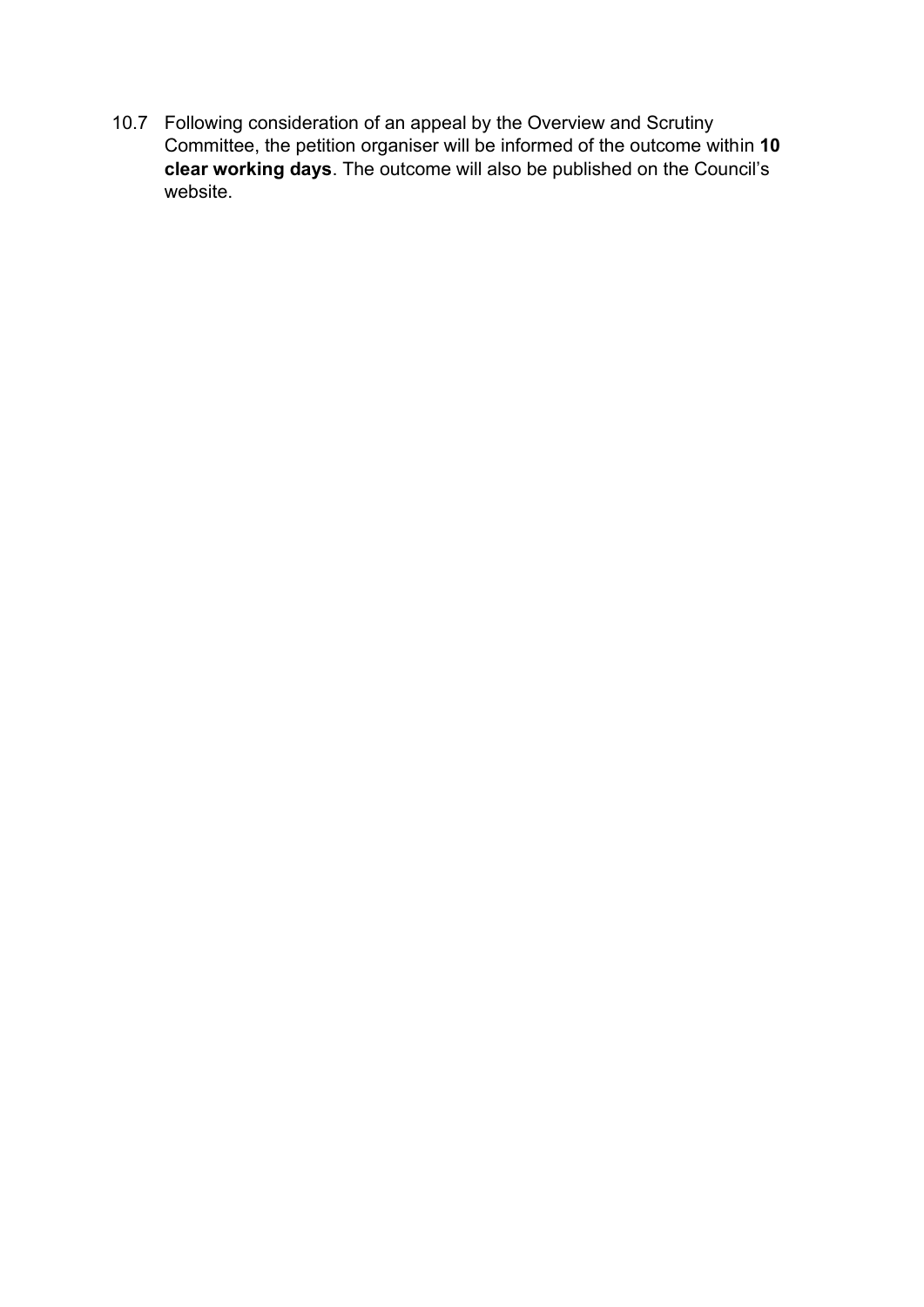10.7 Following consideration of an appeal by the Overview and Scrutiny Committee, the petition organiser will be informed of the outcome within **10 clear working days**. The outcome will also be published on the Council's website.